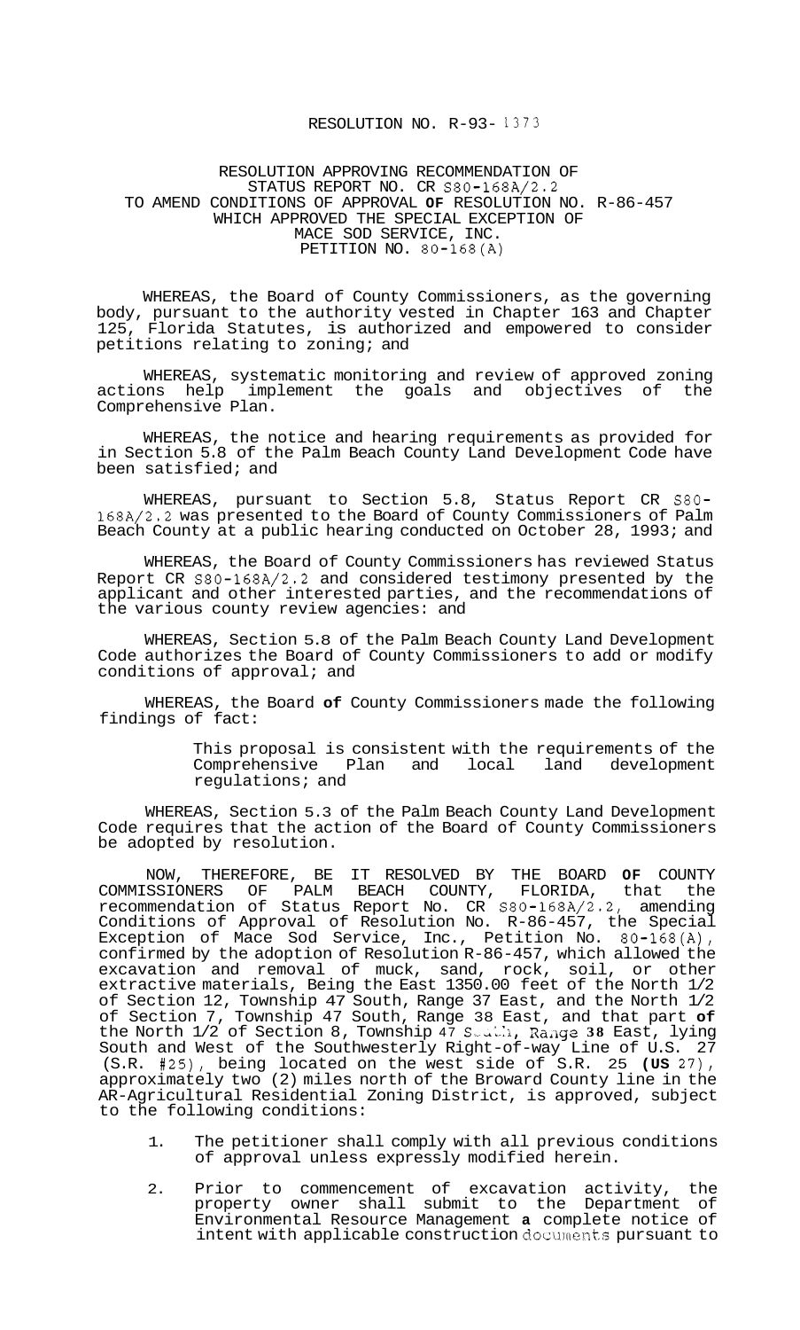RESOLUTION NO. R-93- 1373

RESOLUTION APPROVING RECOMMENDATION OF STATUS REPORT NO. CR S80-168A/2.2 TO AMEND CONDITIONS OF APPROVAL OF RESOLUTION NO. R-86-457 WHICH APPROVED THE SPECIAL EXCEPTION OF MACE SOD SERVICE, INC. PETITION NO. 80-168(A)

WHEREAS, the Board of County Commissioners, as the governing body, pursuant to the authority vested in Chapter 163 and Chapter 125, Florida Statutes, is authorized and empowered to consider petitions relating to zoning; and

WHEREAS, systematic monitoring and review of approved zoning actions help implement the goals and objectives of the Comprehensive Plan.

WHEREAS, the notice and hearing requirements as provided for in Section 5.8 of the Palm Beach County Land Development Code have been satisfied; and

WHEREAS, pursuant to Section 5.8, Status Report CR S80-168A/2.2 was presented to the Board of County Commissioners of Palm Beach County at a public hearing conducted on October 28, 1993; and

WHEREAS, the Board of County Commissioners has reviewed Status Report CR S80-168A/2.2 and considered testimony presented by the applicant and other interested parties, and the recommendations of the various county review agencies: and

WHEREAS, Section 5.8 of the Palm Beach County Land Development Code authorizes the Board of County Commissioners to add or modify conditions of approval; and

WHEREAS, the Board of County Commissioners made the following findings of fact:

> This proposal is consistent with the requirements of the Comprehensive Plan and local land development regulations; and

WHEREAS, Section 5.3 of the Palm Beach County Land Development Code requires that the action of the Board of County Commissioners be adopted by resolution.

NOW, THEREFORE, BE IT RESOLVED BY THE BOARD OF COUNTY COMMISSIONERS OF PALM BEACH COUNTY, FLORIDA, that the recommendation of Status Report No. CR S80-168A/2.2, amending Conditions of Approval of Resolution No. R-86-457, the Special Exception of Mace Sod Service, Inc., Petition No. 80-168(A), confirmed by the adoption of Resolution R-86-457, which allowed the excavation and removal of muck, sand, rock, soil, or other extractive materials, Being the East 1350.00 feet of the North 1/2 of Section 12, Township 47 South, Range 37 East, and the North 1/2 of Section 7, Township 47 South, Range 38 East, and that part of the North 1/2 of Section 8, Township 47 South, Range 38 East, lying South and West of the Southwesterly Right-of-way Line of U.S. 27 (S.R. #25), being located on the west side of S.R. 25 (US 27), approximately two (2) miles north of the Broward County line in the AR-Agricultural Residential Zoning District, is approved, subject to the following conditions:

1. The petitioner shall comply with all previous conditions of approval unless expressly modified herein.

2. Prior to commencement of excavation activity, the property owner shall submit to the Department of Environmental Resource Management a complete notice of intent with applicable construction documents pursuant to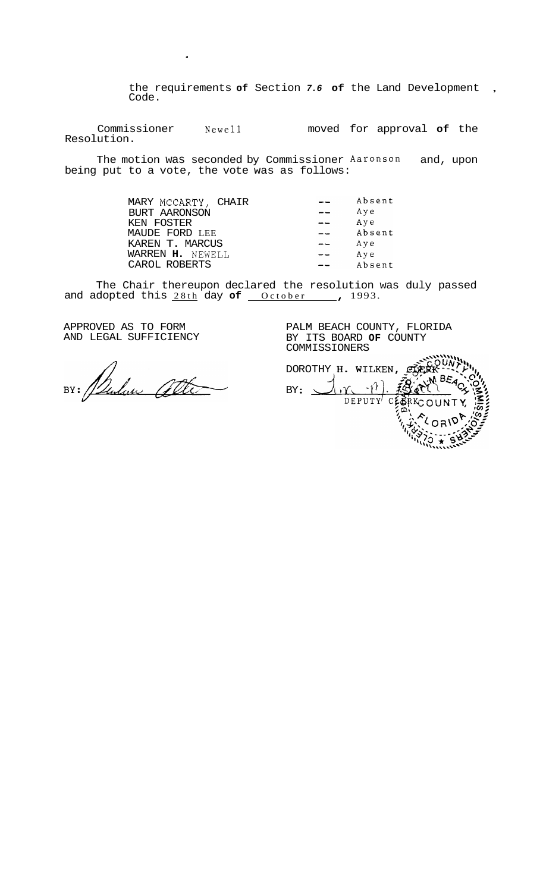the requirements of Section 7.6 of the Land Development Code.

Commissioner Newell moved for approval of the Resolution.

The motion was seconded by Commissioner Aaronson and, upon being put to a vote, the vote was as follows:

| | | |
|---|---|---|
| MARY MCCARTY, CHAIR | -- | Absent |
| BURT AARONSON | -- | Aye |
| KEN FOSTER | -- | Aye |
| MAUDE FORD LEE | -- | Absent |
| KAREN T. MARCUS | -- | Aye |
| WARREN H. NEWELL | -- | Aye |
| CAROL ROBERTS | -- | Absent |

The Chair thereupon declared the resolution was duly passed and adopted this 28th day of October, 1993.

APPROVED AS TO FORM AND LEGAL SUFFICIENCY

BY: [signature]

PALM BEACH COUNTY, FLORIDA BY ITS BOARD OF COUNTY COMMISSIONERS

DOROTHY H. WILKEN, CLERK

BY: [signature]
DEPUTY CLERK